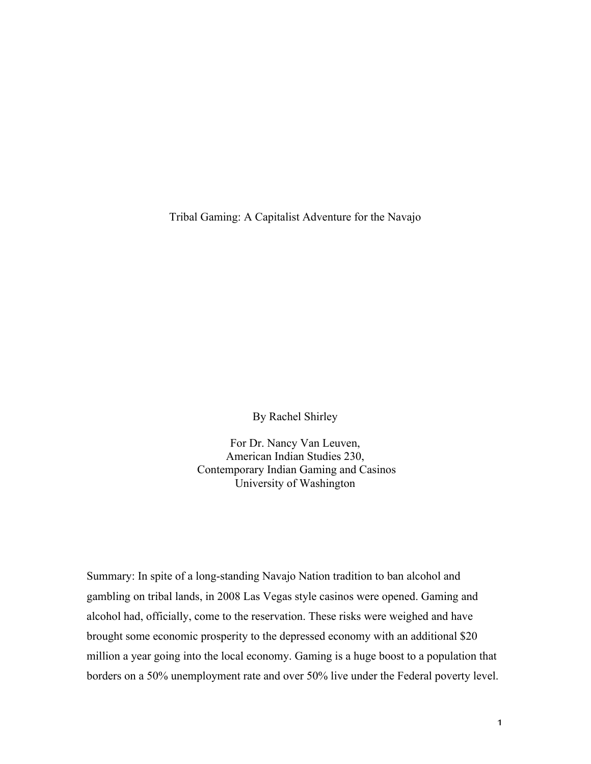# Tribal Gaming: A Capitalist Adventure for the Navajo

By Rachel Shirley

For Dr. Nancy Van Leuven,
American Indian Studies 230,
Contemporary Indian Gaming and Casinos
University of Washington

Summary: In spite of a long-standing Navajo Nation tradition to ban alcohol and gambling on tribal lands, in 2008 Las Vegas style casinos were opened. Gaming and alcohol had, officially, come to the reservation. These risks were weighed and have brought some economic prosperity to the depressed economy with an additional $20 million a year going into the local economy. Gaming is a huge boost to a population that borders on a 50% unemployment rate and over 50% live under the Federal poverty level.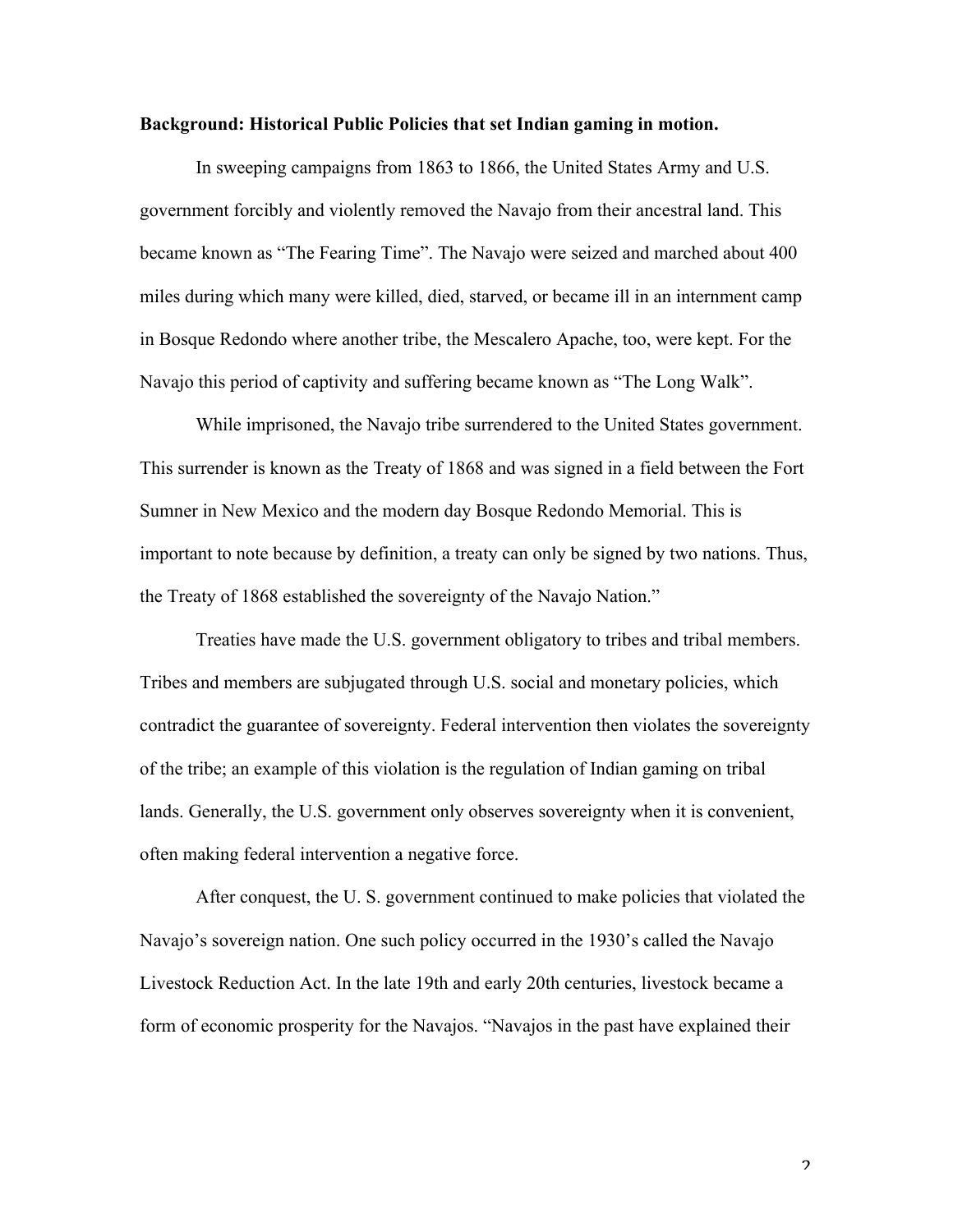**Background: Historical Public Policies that set Indian gaming in motion.**

In sweeping campaigns from 1863 to 1866, the United States Army and U.S. government forcibly and violently removed the Navajo from their ancestral land. This became known as "The Fearing Time". The Navajo were seized and marched about 400 miles during which many were killed, died, starved, or became ill in an internment camp in Bosque Redondo where another tribe, the Mescalero Apache, too, were kept. For the Navajo this period of captivity and suffering became known as "The Long Walk".

While imprisoned, the Navajo tribe surrendered to the United States government. This surrender is known as the Treaty of 1868 and was signed in a field between the Fort Sumner in New Mexico and the modern day Bosque Redondo Memorial. This is important to note because by definition, a treaty can only be signed by two nations. Thus, the Treaty of 1868 established the sovereignty of the Navajo Nation."

Treaties have made the U.S. government obligatory to tribes and tribal members. Tribes and members are subjugated through U.S. social and monetary policies, which contradict the guarantee of sovereignty. Federal intervention then violates the sovereignty of the tribe; an example of this violation is the regulation of Indian gaming on tribal lands. Generally, the U.S. government only observes sovereignty when it is convenient, often making federal intervention a negative force.

After conquest, the U. S. government continued to make policies that violated the Navajo's sovereign nation. One such policy occurred in the 1930's called the Navajo Livestock Reduction Act. In the late 19th and early 20th centuries, livestock became a form of economic prosperity for the Navajos. "Navajos in the past have explained their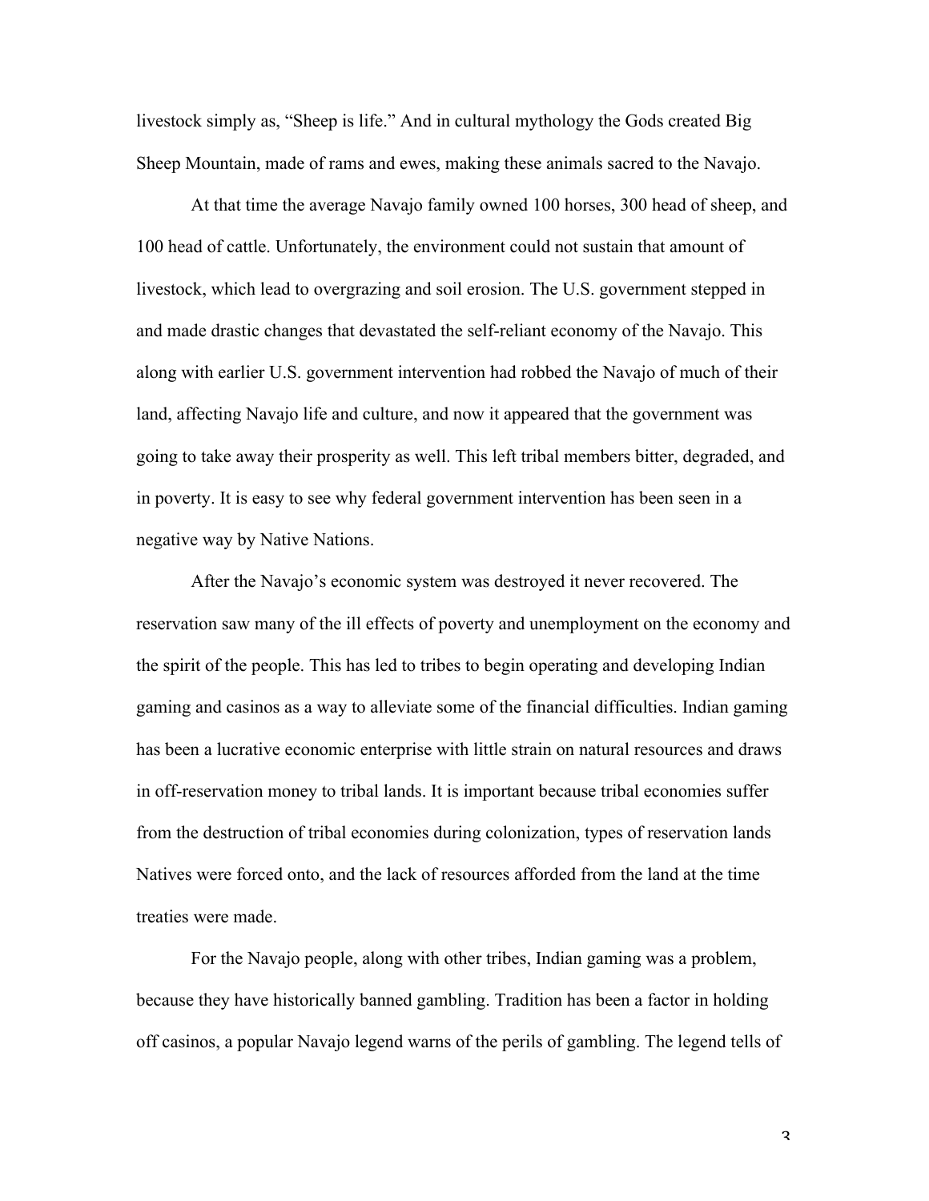livestock simply as, “Sheep is life.” And in cultural mythology the Gods created Big Sheep Mountain, made of rams and ewes, making these animals sacred to the Navajo.

At that time the average Navajo family owned 100 horses, 300 head of sheep, and 100 head of cattle. Unfortunately, the environment could not sustain that amount of livestock, which lead to overgrazing and soil erosion. The U.S. government stepped in and made drastic changes that devastated the self-reliant economy of the Navajo. This along with earlier U.S. government intervention had robbed the Navajo of much of their land, affecting Navajo life and culture, and now it appeared that the government was going to take away their prosperity as well. This left tribal members bitter, degraded, and in poverty. It is easy to see why federal government intervention has been seen in a negative way by Native Nations.

After the Navajo’s economic system was destroyed it never recovered. The reservation saw many of the ill effects of poverty and unemployment on the economy and the spirit of the people. This has led to tribes to begin operating and developing Indian gaming and casinos as a way to alleviate some of the financial difficulties. Indian gaming has been a lucrative economic enterprise with little strain on natural resources and draws in off-reservation money to tribal lands. It is important because tribal economies suffer from the destruction of tribal economies during colonization, types of reservation lands Natives were forced onto, and the lack of resources afforded from the land at the time treaties were made.

For the Navajo people, along with other tribes, Indian gaming was a problem, because they have historically banned gambling. Tradition has been a factor in holding off casinos, a popular Navajo legend warns of the perils of gambling. The legend tells of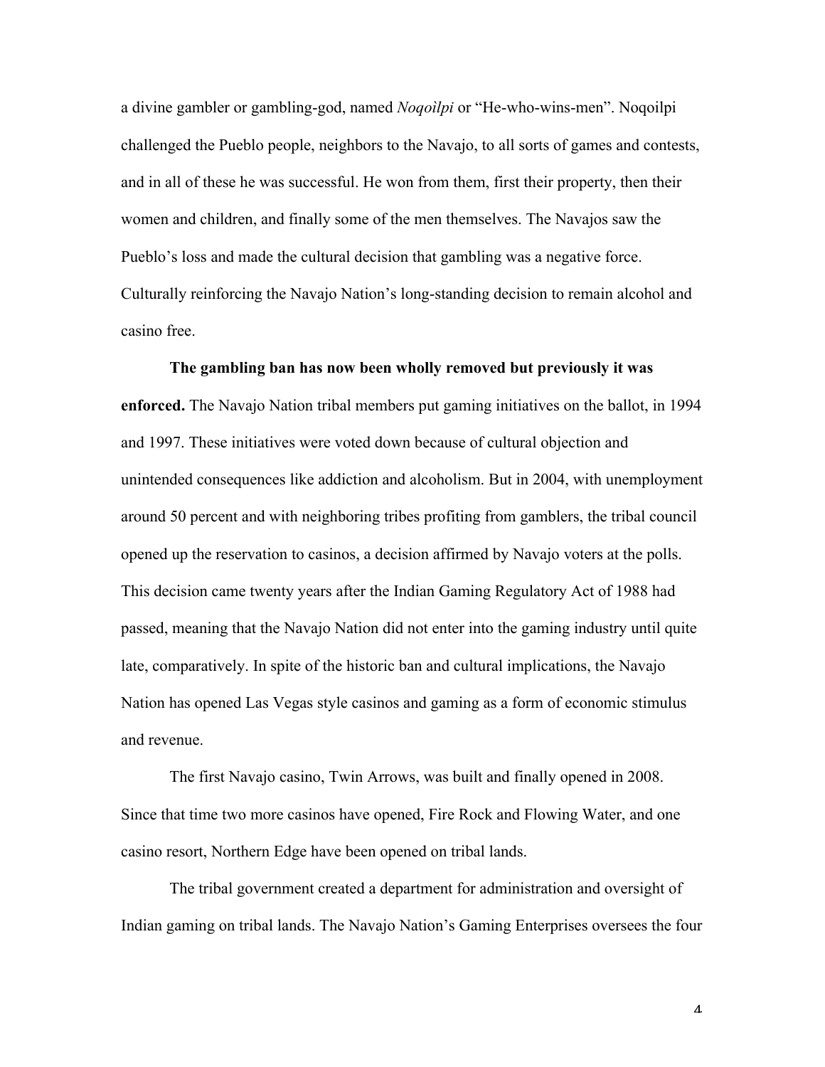a divine gambler or gambling-god, named *Noqoìlpi* or "He-who-wins-men". Noqoilpi challenged the Pueblo people, neighbors to the Navajo, to all sorts of games and contests, and in all of these he was successful. He won from them, first their property, then their women and children, and finally some of the men themselves. The Navajos saw the Pueblo's loss and made the cultural decision that gambling was a negative force. Culturally reinforcing the Navajo Nation's long-standing decision to remain alcohol and casino free.

**The gambling ban has now been wholly removed but previously it was enforced.** The Navajo Nation tribal members put gaming initiatives on the ballot, in 1994 and 1997. These initiatives were voted down because of cultural objection and unintended consequences like addiction and alcoholism. But in 2004, with unemployment around 50 percent and with neighboring tribes profiting from gamblers, the tribal council opened up the reservation to casinos, a decision affirmed by Navajo voters at the polls. This decision came twenty years after the Indian Gaming Regulatory Act of 1988 had passed, meaning that the Navajo Nation did not enter into the gaming industry until quite late, comparatively. In spite of the historic ban and cultural implications, the Navajo Nation has opened Las Vegas style casinos and gaming as a form of economic stimulus and revenue.

The first Navajo casino, Twin Arrows, was built and finally opened in 2008. Since that time two more casinos have opened, Fire Rock and Flowing Water, and one casino resort, Northern Edge have been opened on tribal lands.

The tribal government created a department for administration and oversight of Indian gaming on tribal lands. The Navajo Nation's Gaming Enterprises oversees the four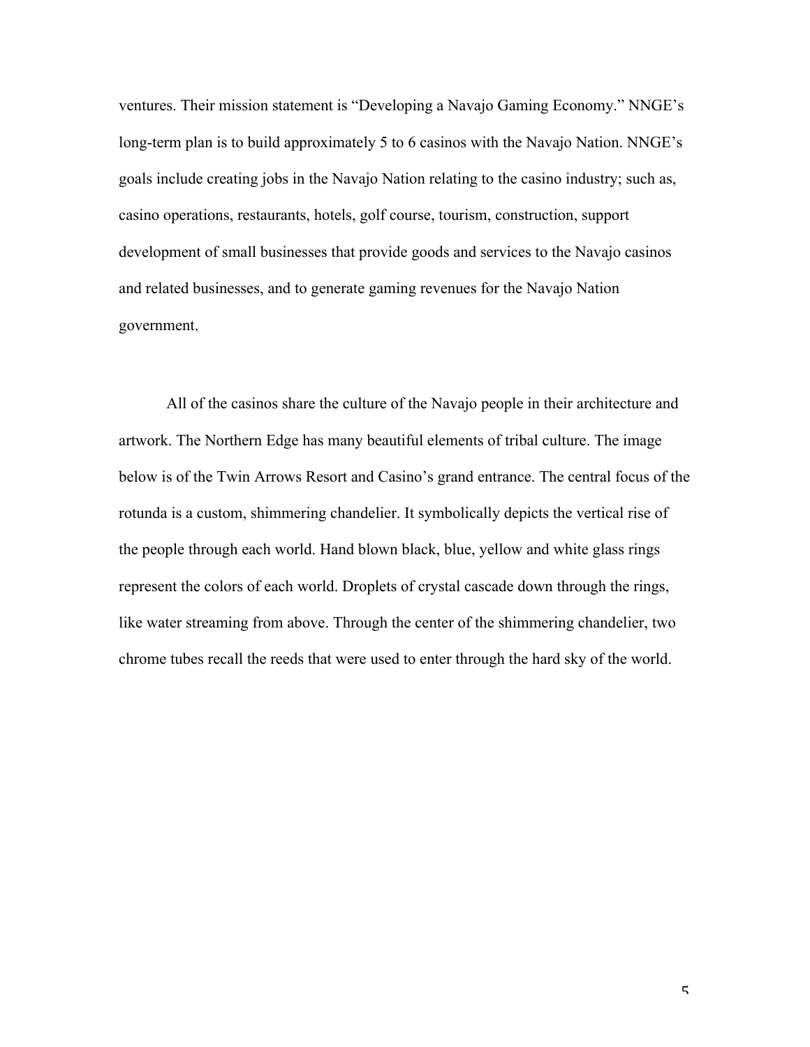ventures. Their mission statement is "Developing a Navajo Gaming Economy." NNGE's long-term plan is to build approximately 5 to 6 casinos with the Navajo Nation. NNGE's goals include creating jobs in the Navajo Nation relating to the casino industry; such as, casino operations, restaurants, hotels, golf course, tourism, construction, support development of small businesses that provide goods and services to the Navajo casinos and related businesses, and to generate gaming revenues for the Navajo Nation government.

All of the casinos share the culture of the Navajo people in their architecture and artwork. The Northern Edge has many beautiful elements of tribal culture. The image below is of the Twin Arrows Resort and Casino's grand entrance. The central focus of the rotunda is a custom, shimmering chandelier. It symbolically depicts the vertical rise of the people through each world. Hand blown black, blue, yellow and white glass rings represent the colors of each world. Droplets of crystal cascade down through the rings, like water streaming from above. Through the center of the shimmering chandelier, two chrome tubes recall the reeds that were used to enter through the hard sky of the world.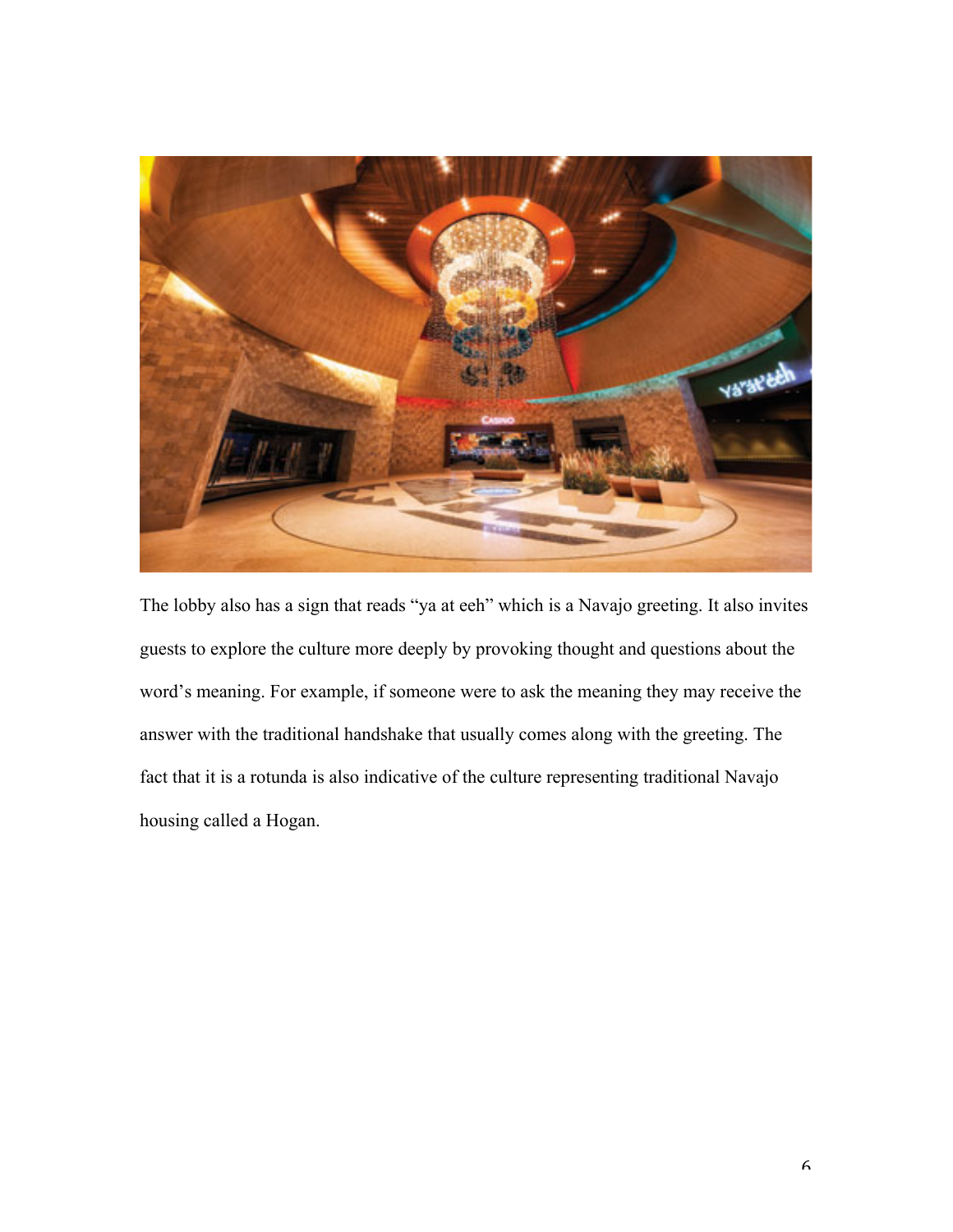The lobby also has a sign that reads "ya at eeh" which is a Navajo greeting. It also invites guests to explore the culture more deeply by provoking thought and questions about the word's meaning. For example, if someone were to ask the meaning they may receive the answer with the traditional handshake that usually comes along with the greeting. The fact that it is a rotunda is also indicative of the culture representing traditional Navajo housing called a Hogan.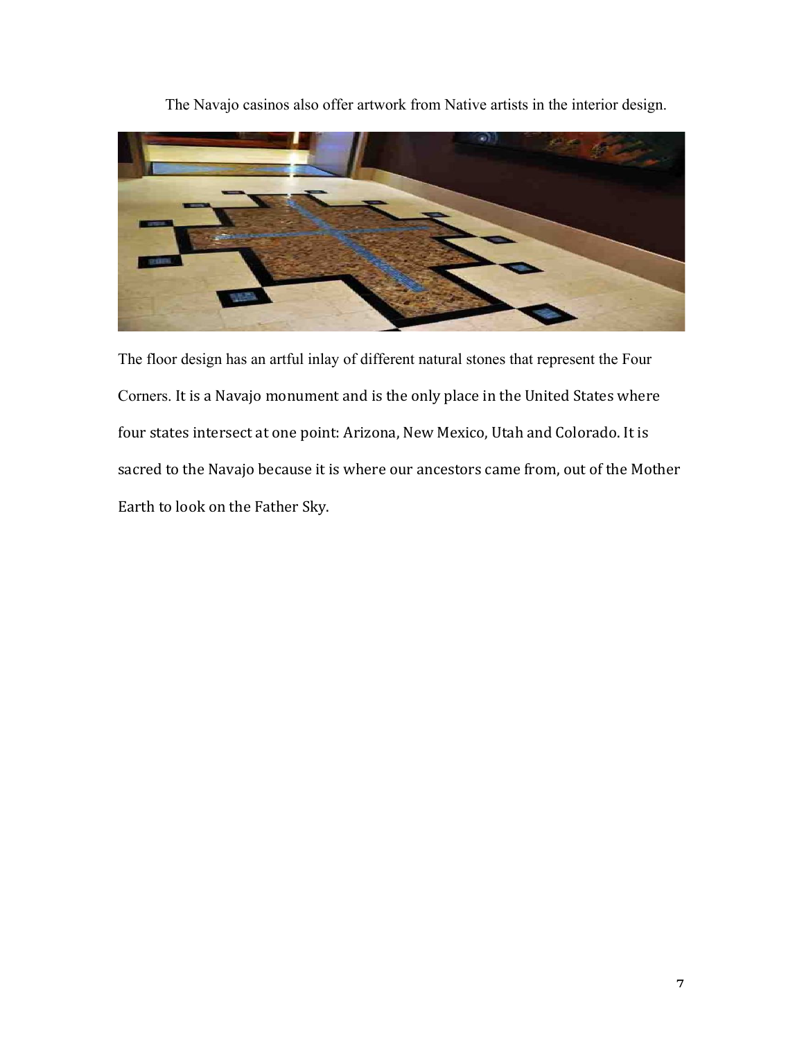The Navajo casinos also offer artwork from Native artists in the interior design.

The floor design has an artful inlay of different natural stones that represent the Four Corners. It is a Navajo monument and is the only place in the United States where four states intersect at one point: Arizona, New Mexico, Utah and Colorado. It is sacred to the Navajo because it is where our ancestors came from, out of the Mother Earth to look on the Father Sky.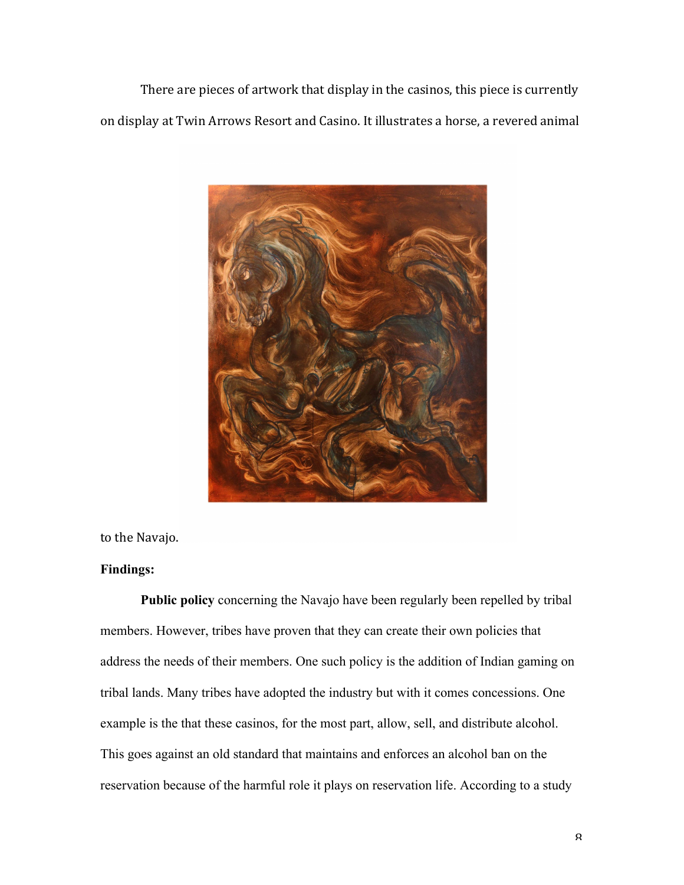There are pieces of artwork that display in the casinos, this piece is currently on display at Twin Arrows Resort and Casino. It illustrates a horse, a revered animal to the Navajo.

**Findings:**

**Public policy** concerning the Navajo have been regularly been repelled by tribal members. However, tribes have proven that they can create their own policies that address the needs of their members. One such policy is the addition of Indian gaming on tribal lands. Many tribes have adopted the industry but with it comes concessions. One example is the that these casinos, for the most part, allow, sell, and distribute alcohol. This goes against an old standard that maintains and enforces an alcohol ban on the reservation because of the harmful role it plays on reservation life. According to a study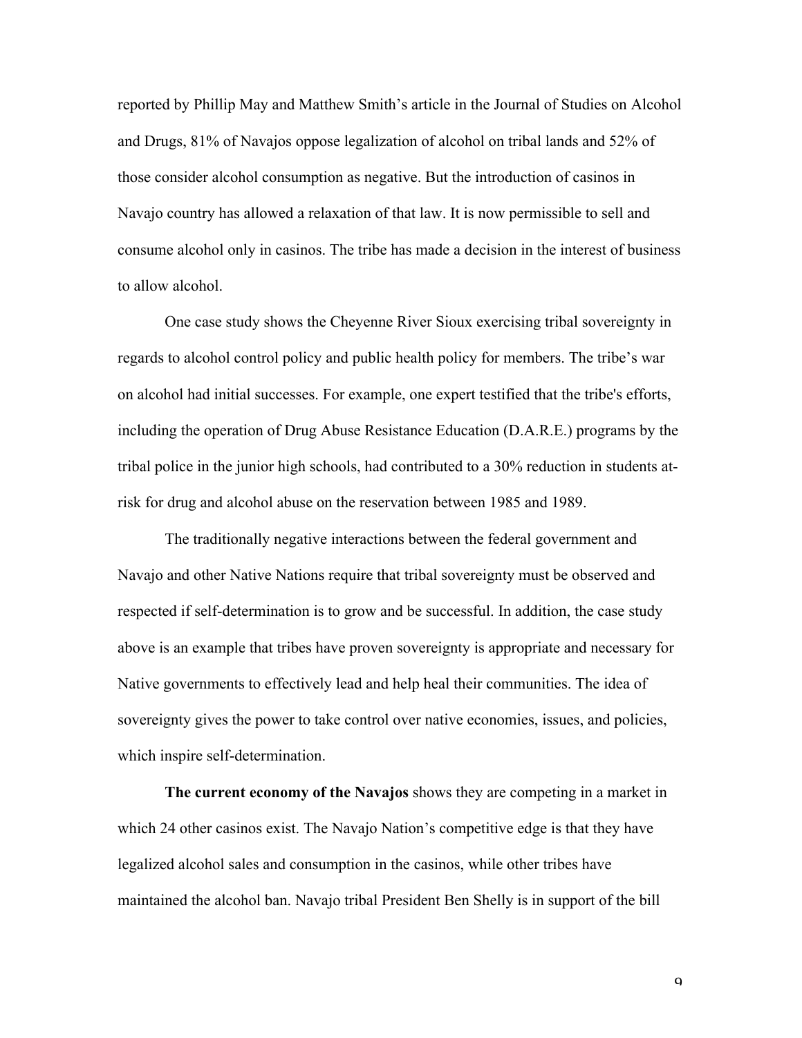reported by Phillip May and Matthew Smith's article in the Journal of Studies on Alcohol and Drugs, 81% of Navajos oppose legalization of alcohol on tribal lands and 52% of those consider alcohol consumption as negative. But the introduction of casinos in Navajo country has allowed a relaxation of that law. It is now permissible to sell and consume alcohol only in casinos. The tribe has made a decision in the interest of business to allow alcohol.

One case study shows the Cheyenne River Sioux exercising tribal sovereignty in regards to alcohol control policy and public health policy for members. The tribe's war on alcohol had initial successes. For example, one expert testified that the tribe's efforts, including the operation of Drug Abuse Resistance Education (D.A.R.E.) programs by the tribal police in the junior high schools, had contributed to a 30% reduction in students at-risk for drug and alcohol abuse on the reservation between 1985 and 1989.

The traditionally negative interactions between the federal government and Navajo and other Native Nations require that tribal sovereignty must be observed and respected if self-determination is to grow and be successful. In addition, the case study above is an example that tribes have proven sovereignty is appropriate and necessary for Native governments to effectively lead and help heal their communities. The idea of sovereignty gives the power to take control over native economies, issues, and policies, which inspire self-determination.

**The current economy of the Navajos** shows they are competing in a market in which 24 other casinos exist. The Navajo Nation's competitive edge is that they have legalized alcohol sales and consumption in the casinos, while other tribes have maintained the alcohol ban. Navajo tribal President Ben Shelly is in support of the bill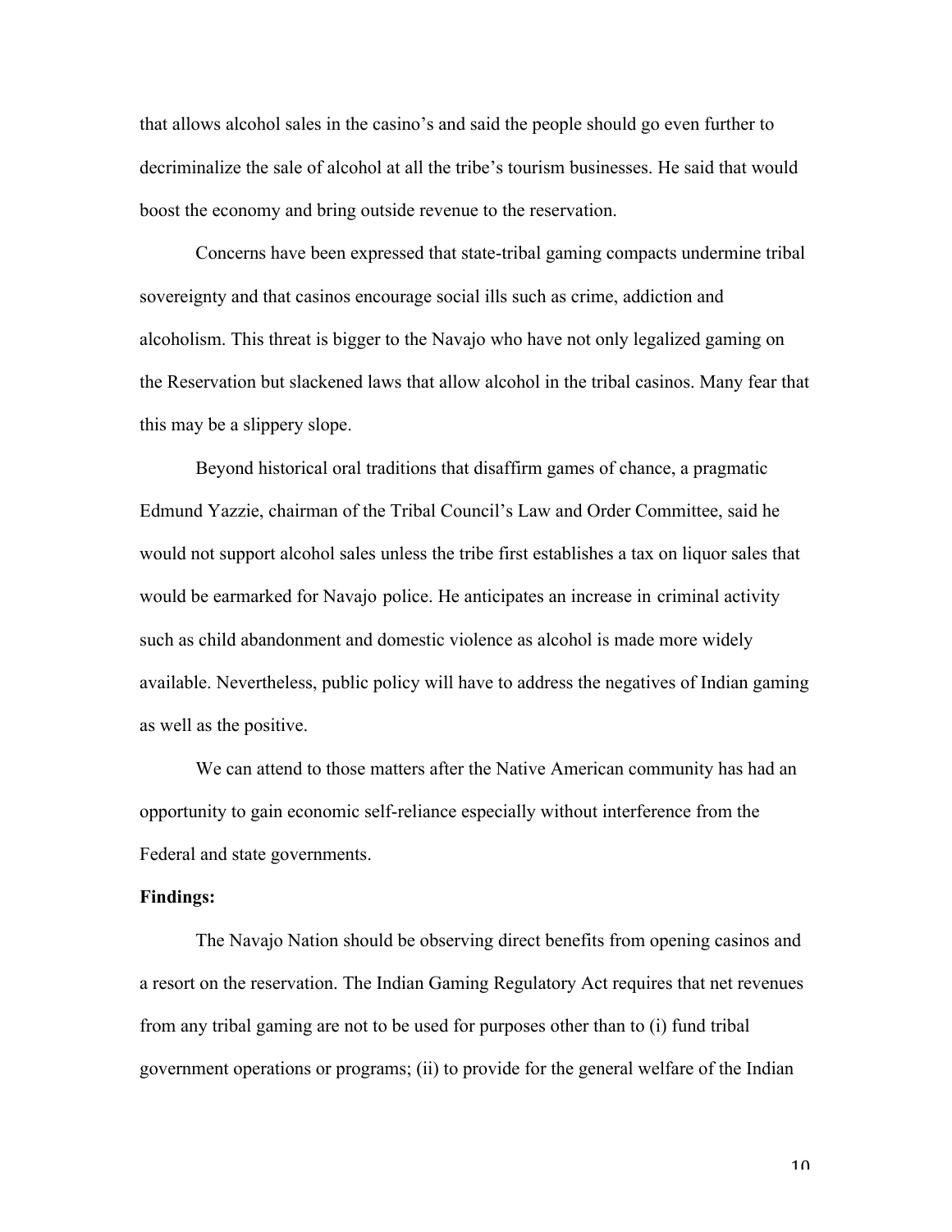that allows alcohol sales in the casino's and said the people should go even further to decriminalize the sale of alcohol at all the tribe's tourism businesses. He said that would boost the economy and bring outside revenue to the reservation.

Concerns have been expressed that state-tribal gaming compacts undermine tribal sovereignty and that casinos encourage social ills such as crime, addiction and alcoholism. This threat is bigger to the Navajo who have not only legalized gaming on the Reservation but slackened laws that allow alcohol in the tribal casinos. Many fear that this may be a slippery slope.

Beyond historical oral traditions that disaffirm games of chance, a pragmatic Edmund Yazzie, chairman of the Tribal Council's Law and Order Committee, said he would not support alcohol sales unless the tribe first establishes a tax on liquor sales that would be earmarked for Navajo police. He anticipates an increase in criminal activity such as child abandonment and domestic violence as alcohol is made more widely available. Nevertheless, public policy will have to address the negatives of Indian gaming as well as the positive.

We can attend to those matters after the Native American community has had an opportunity to gain economic self-reliance especially without interference from the Federal and state governments.

**Findings:**

The Navajo Nation should be observing direct benefits from opening casinos and a resort on the reservation. The Indian Gaming Regulatory Act requires that net revenues from any tribal gaming are not to be used for purposes other than to (i) fund tribal government operations or programs; (ii) to provide for the general welfare of the Indian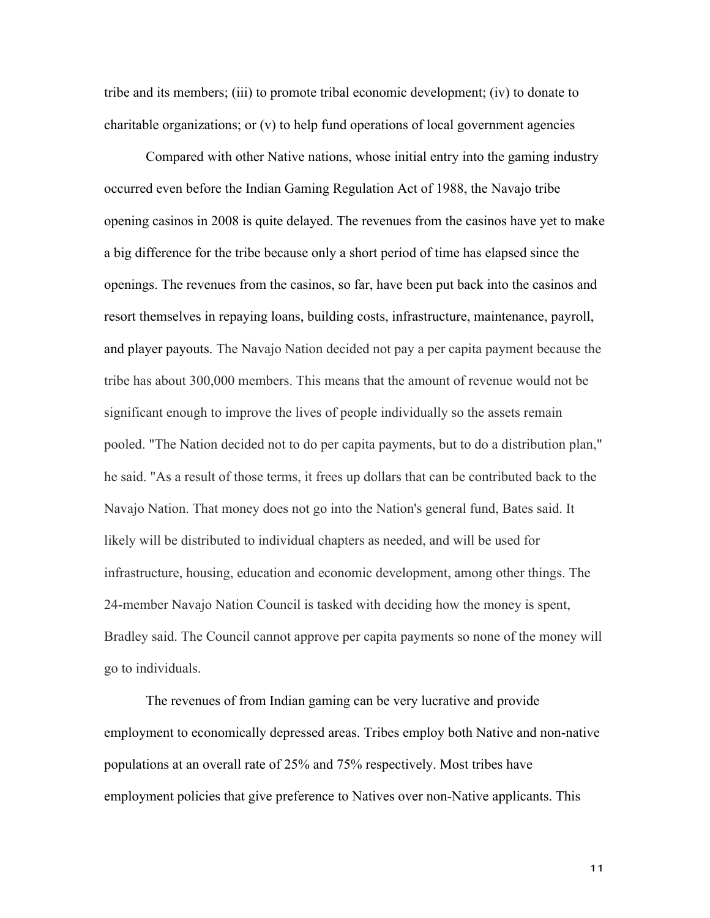tribe and its members; (iii) to promote tribal economic development; (iv) to donate to charitable organizations; or (v) to help fund operations of local government agencies

Compared with other Native nations, whose initial entry into the gaming industry occurred even before the Indian Gaming Regulation Act of 1988, the Navajo tribe opening casinos in 2008 is quite delayed. The revenues from the casinos have yet to make a big difference for the tribe because only a short period of time has elapsed since the openings. The revenues from the casinos, so far, have been put back into the casinos and resort themselves in repaying loans, building costs, infrastructure, maintenance, payroll, and player payouts. The Navajo Nation decided not pay a per capita payment because the tribe has about 300,000 members. This means that the amount of revenue would not be significant enough to improve the lives of people individually so the assets remain pooled. "The Nation decided not to do per capita payments, but to do a distribution plan," he said. "As a result of those terms, it frees up dollars that can be contributed back to the Navajo Nation. That money does not go into the Nation's general fund, Bates said. It likely will be distributed to individual chapters as needed, and will be used for infrastructure, housing, education and economic development, among other things. The 24-member Navajo Nation Council is tasked with deciding how the money is spent, Bradley said. The Council cannot approve per capita payments so none of the money will go to individuals.

The revenues of from Indian gaming can be very lucrative and provide employment to economically depressed areas. Tribes employ both Native and non-native populations at an overall rate of 25% and 75% respectively. Most tribes have employment policies that give preference to Natives over non-Native applicants. This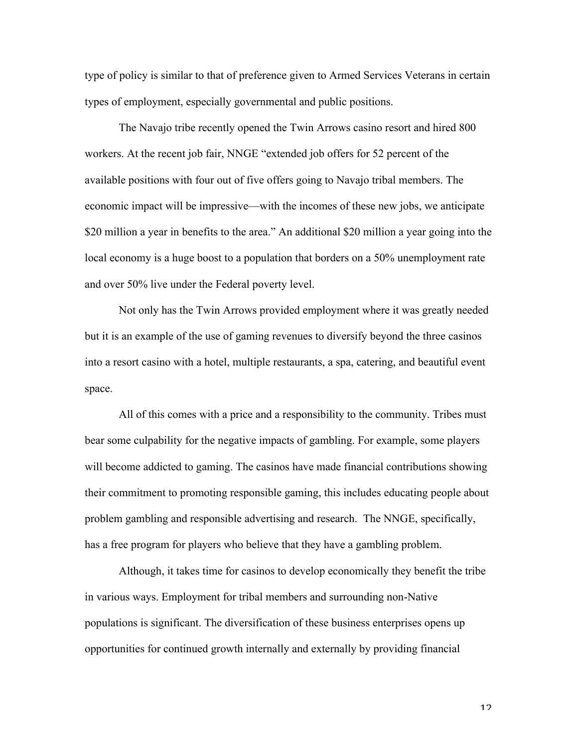type of policy is similar to that of preference given to Armed Services Veterans in certain types of employment, especially governmental and public positions.

The Navajo tribe recently opened the Twin Arrows casino resort and hired 800 workers. At the recent job fair, NNGE "extended job offers for 52 percent of the available positions with four out of five offers going to Navajo tribal members. The economic impact will be impressive—with the incomes of these new jobs, we anticipate $20 million a year in benefits to the area." An additional $20 million a year going into the local economy is a huge boost to a population that borders on a 50% unemployment rate and over 50% live under the Federal poverty level.

Not only has the Twin Arrows provided employment where it was greatly needed but it is an example of the use of gaming revenues to diversify beyond the three casinos into a resort casino with a hotel, multiple restaurants, a spa, catering, and beautiful event space.

All of this comes with a price and a responsibility to the community. Tribes must bear some culpability for the negative impacts of gambling. For example, some players will become addicted to gaming. The casinos have made financial contributions showing their commitment to promoting responsible gaming, this includes educating people about problem gambling and responsible advertising and research. The NNGE, specifically, has a free program for players who believe that they have a gambling problem.

Although, it takes time for casinos to develop economically they benefit the tribe in various ways. Employment for tribal members and surrounding non-Native populations is significant. The diversification of these business enterprises opens up opportunities for continued growth internally and externally by providing financial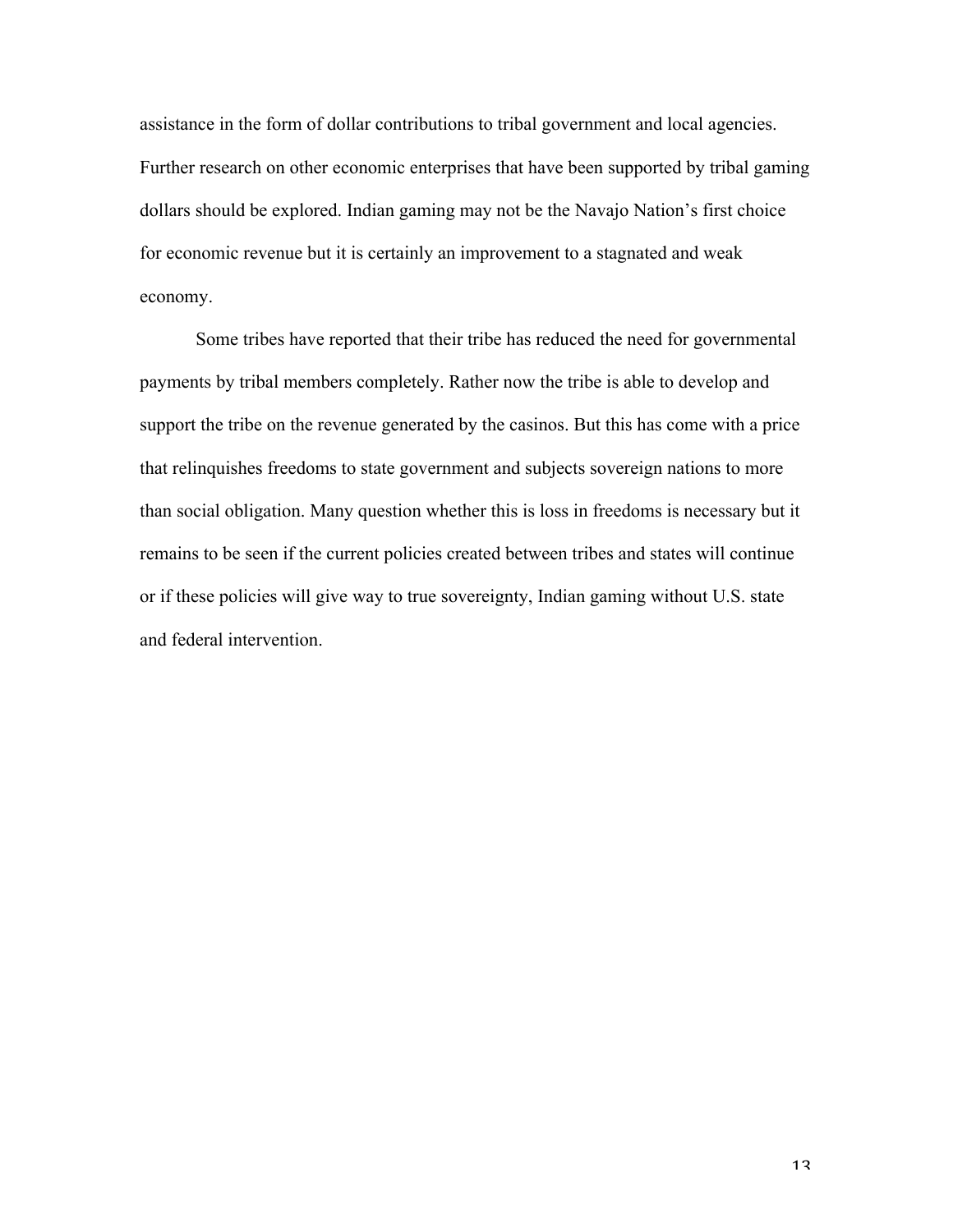assistance in the form of dollar contributions to tribal government and local agencies. Further research on other economic enterprises that have been supported by tribal gaming dollars should be explored. Indian gaming may not be the Navajo Nation's first choice for economic revenue but it is certainly an improvement to a stagnated and weak economy.

Some tribes have reported that their tribe has reduced the need for governmental payments by tribal members completely. Rather now the tribe is able to develop and support the tribe on the revenue generated by the casinos. But this has come with a price that relinquishes freedoms to state government and subjects sovereign nations to more than social obligation. Many question whether this is loss in freedoms is necessary but it remains to be seen if the current policies created between tribes and states will continue or if these policies will give way to true sovereignty, Indian gaming without U.S. state and federal intervention.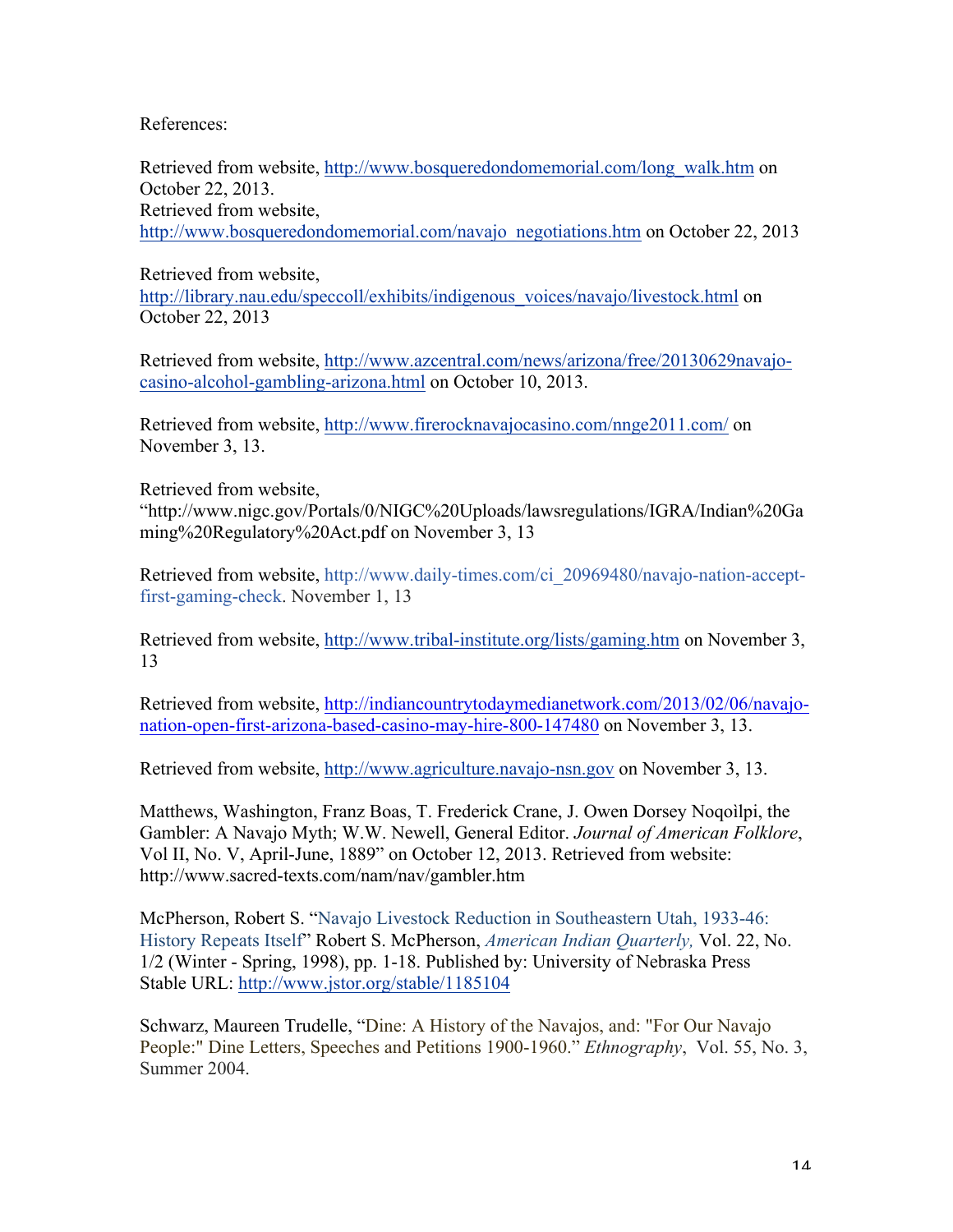References:

Retrieved from website, http://www.bosqueredondomemorial.com/long_walk.htm on October 22, 2013.
Retrieved from website, http://www.bosqueredondomemorial.com/navajo_negotiations.htm on October 22, 2013

Retrieved from website, http://library.nau.edu/speccoll/exhibits/indigenous_voices/navajo/livestock.html on October 22, 2013

Retrieved from website, http://www.azcentral.com/news/arizona/free/20130629navajo-casino-alcohol-gambling-arizona.html on October 10, 2013.

Retrieved from website, http://www.firerocknavajocasino.com/nnge2011.com/ on November 3, 13.

Retrieved from website, "http://www.nigc.gov/Portals/0/NIGC%20Uploads/lawsregulations/IGRA/Indian%20Gaming%20Regulatory%20Act.pdf on November 3, 13

Retrieved from website, http://www.daily-times.com/ci_20969480/navajo-nation-accept-first-gaming-check. November 1, 13

Retrieved from website, http://www.tribal-institute.org/lists/gaming.htm on November 3, 13

Retrieved from website, http://indiancountrytodaymedianetwork.com/2013/02/06/navajo-nation-open-first-arizona-based-casino-may-hire-800-147480 on November 3, 13.

Retrieved from website, http://www.agriculture.navajo-nsn.gov on November 3, 13.

Matthews, Washington, Franz Boas, T. Frederick Crane, J. Owen Dorsey Noqoìlpi, the Gambler: A Navajo Myth; W.W. Newell, General Editor. *Journal of American Folklore*, Vol II, No. V, April-June, 1889" on October 12, 2013. Retrieved from website: http://www.sacred-texts.com/nam/nav/gambler.htm

McPherson, Robert S. "Navajo Livestock Reduction in Southeastern Utah, 1933-46: History Repeats Itself" Robert S. McPherson, *American Indian Quarterly,* Vol. 22, No. 1/2 (Winter - Spring, 1998), pp. 1-18. Published by: University of Nebraska Press Stable URL: http://www.jstor.org/stable/1185104

Schwarz, Maureen Trudelle, "Dine: A History of the Navajos, and: "For Our Navajo People:" Dine Letters, Speeches and Petitions 1900-1960." *Ethnography*, Vol. 55, No. 3, Summer 2004.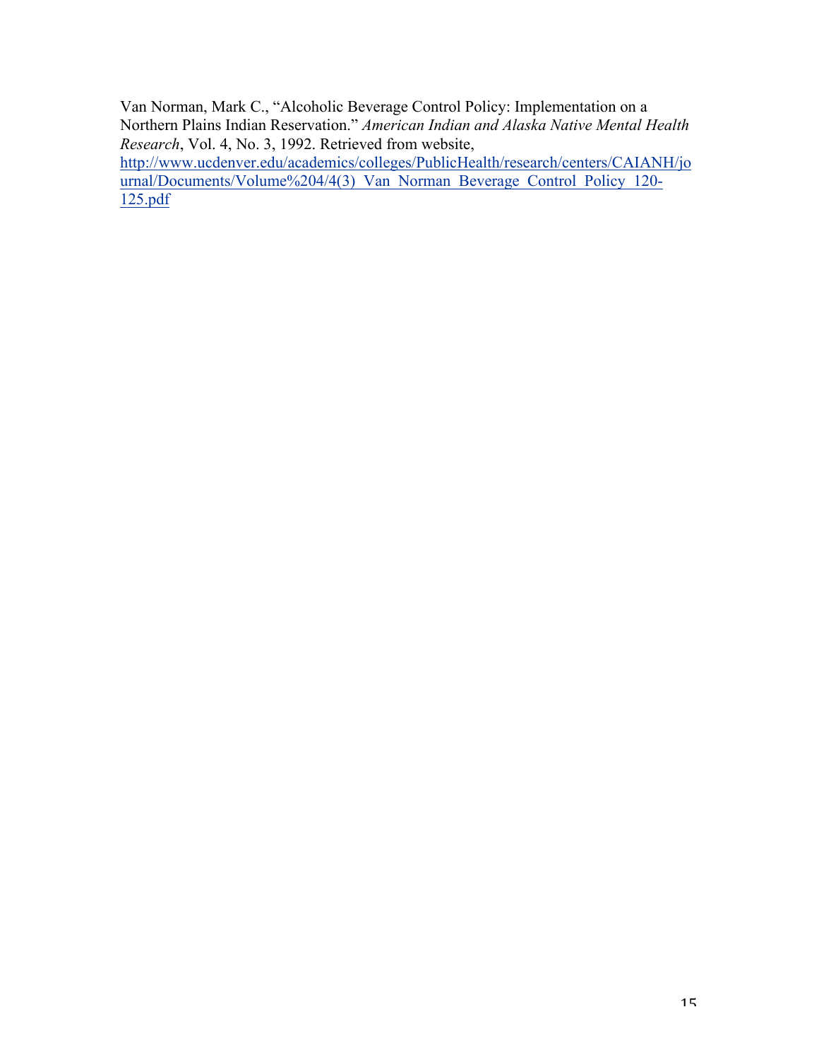Van Norman, Mark C., "Alcoholic Beverage Control Policy: Implementation on a Northern Plains Indian Reservation." *American Indian and Alaska Native Mental Health Research*, Vol. 4, No. 3, 1992. Retrieved from website, http://www.ucdenver.edu/academics/colleges/PublicHealth/research/centers/CAIANH/journal/Documents/Volume%204/4(3)_Van_Norman_Beverage_Control_Policy_120-125.pdf